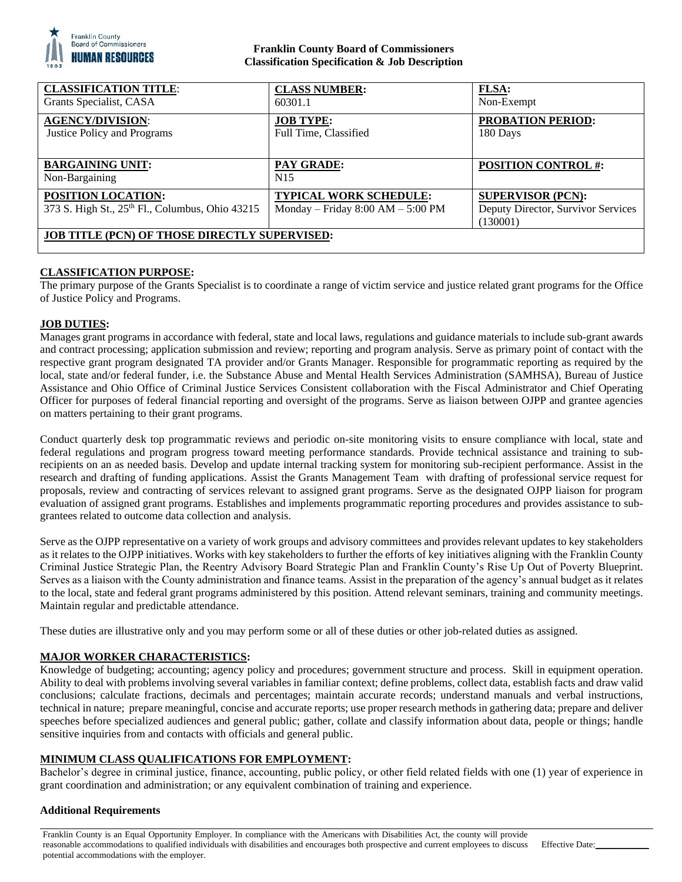**Franklin County Board of Commissioners**
**Classification Specification & Job Description**

| **CLASSIFICATION TITLE**: Grants Specialist, CASA | **CLASS NUMBER:** 60301.1 | **FLSA:** Non-Exempt |
|---|---|---|
| **AGENCY/DIVISION**: Justice Policy and Programs | **JOB TYPE:** Full Time, Classified | **PROBATION PERIOD:** 180 Days |
| **BARGAINING UNIT:** Non-Bargaining | **PAY GRADE:** N15 | **POSITION CONTROL #:** |
| **POSITION LOCATION:** 373 S. High St., 25th Fl., Columbus, Ohio 43215 | **TYPICAL WORK SCHEDULE:** Monday – Friday 8:00 AM – 5:00 PM | **SUPERVISOR (PCN):** Deputy Director, Survivor Services (130001) |
| **JOB TITLE (PCN) OF THOSE DIRECTLY SUPERVISED:** | | |

## CLASSIFICATION PURPOSE:

The primary purpose of the Grants Specialist is to coordinate a range of victim service and justice related grant programs for the Office of Justice Policy and Programs.

## JOB DUTIES:

Manages grant programs in accordance with federal, state and local laws, regulations and guidance materials to include sub-grant awards and contract processing; application submission and review; reporting and program analysis. Serve as primary point of contact with the respective grant program designated TA provider and/or Grants Manager. Responsible for programmatic reporting as required by the local, state and/or federal funder, i.e. the Substance Abuse and Mental Health Services Administration (SAMHSA), Bureau of Justice Assistance and Ohio Office of Criminal Justice Services Consistent collaboration with the Fiscal Administrator and Chief Operating Officer for purposes of federal financial reporting and oversight of the programs. Serve as liaison between OJPP and grantee agencies on matters pertaining to their grant programs.

Conduct quarterly desk top programmatic reviews and periodic on-site monitoring visits to ensure compliance with local, state and federal regulations and program progress toward meeting performance standards. Provide technical assistance and training to sub-recipients on an as needed basis. Develop and update internal tracking system for monitoring sub-recipient performance. Assist in the research and drafting of funding applications. Assist the Grants Management Team with drafting of professional service request for proposals, review and contracting of services relevant to assigned grant programs. Serve as the designated OJPP liaison for program evaluation of assigned grant programs. Establishes and implements programmatic reporting procedures and provides assistance to sub-grantees related to outcome data collection and analysis.

Serve as the OJPP representative on a variety of work groups and advisory committees and provides relevant updates to key stakeholders as it relates to the OJPP initiatives. Works with key stakeholders to further the efforts of key initiatives aligning with the Franklin County Criminal Justice Strategic Plan, the Reentry Advisory Board Strategic Plan and Franklin County's Rise Up Out of Poverty Blueprint. Serves as a liaison with the County administration and finance teams. Assist in the preparation of the agency's annual budget as it relates to the local, state and federal grant programs administered by this position. Attend relevant seminars, training and community meetings. Maintain regular and predictable attendance.

These duties are illustrative only and you may perform some or all of these duties or other job-related duties as assigned.

## MAJOR WORKER CHARACTERISTICS:

Knowledge of budgeting; accounting; agency policy and procedures; government structure and process. Skill in equipment operation. Ability to deal with problems involving several variables in familiar context; define problems, collect data, establish facts and draw valid conclusions; calculate fractions, decimals and percentages; maintain accurate records; understand manuals and verbal instructions, technical in nature; prepare meaningful, concise and accurate reports; use proper research methods in gathering data; prepare and deliver speeches before specialized audiences and general public; gather, collate and classify information about data, people or things; handle sensitive inquiries from and contacts with officials and general public.

## MINIMUM CLASS QUALIFICATIONS FOR EMPLOYMENT:

Bachelor's degree in criminal justice, finance, accounting, public policy, or other field related fields with one (1) year of experience in grant coordination and administration; or any equivalent combination of training and experience.

### Additional Requirements

Franklin County is an Equal Opportunity Employer. In compliance with the Americans with Disabilities Act, the county will provide reasonable accommodations to qualified individuals with disabilities and encourages both prospective and current employees to discuss potential accommodations with the employer.

Effective Date:___________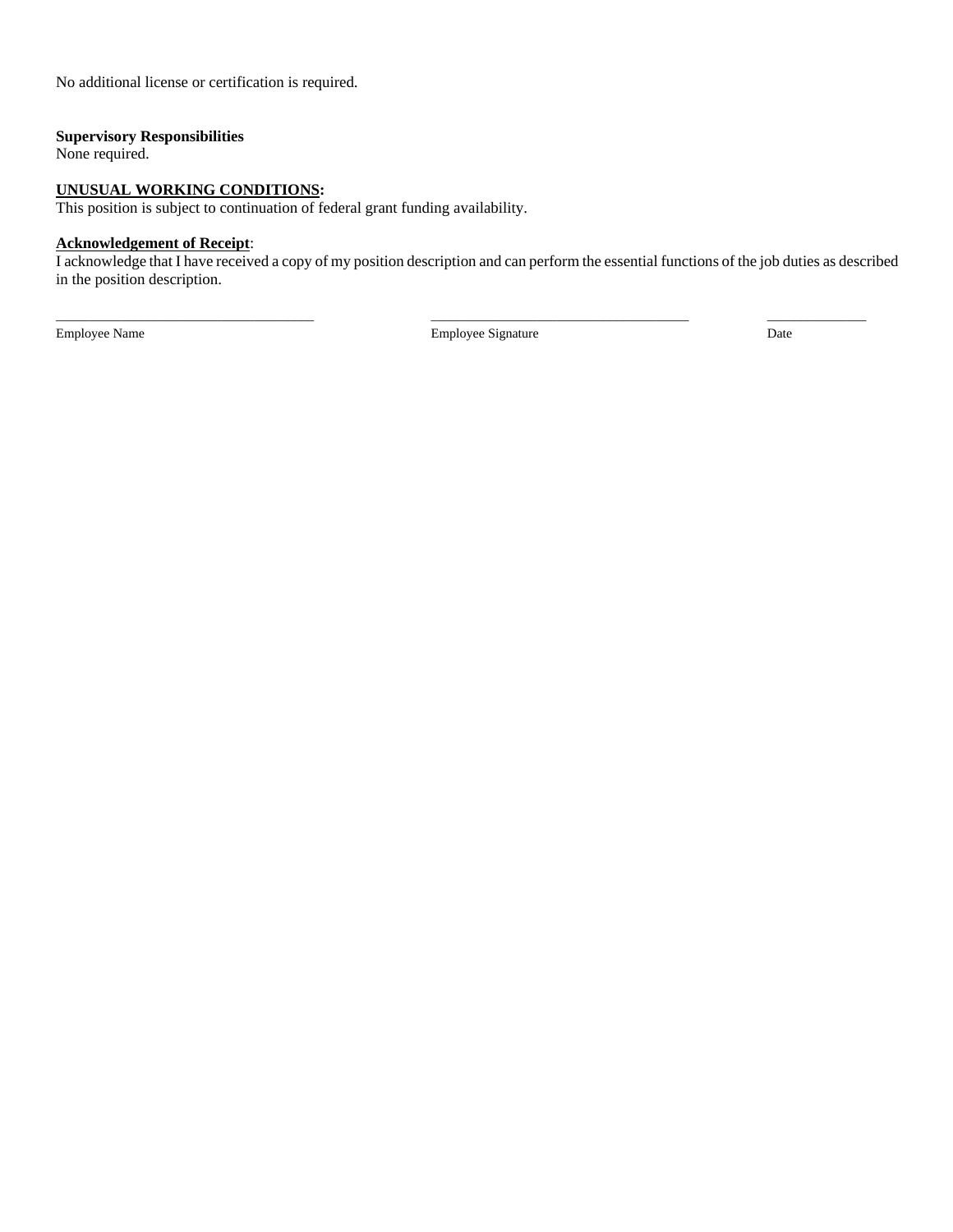No additional license or certification is required.

**Supervisory Responsibilities**
None required.

**UNUSUAL WORKING CONDITIONS:**
This position is subject to continuation of federal grant funding availability.

**Acknowledgement of Receipt**:
I acknowledge that I have received a copy of my position description and can perform the essential functions of the job duties as described in the position description.

| | | |
|---|---|---|
| ___________________________________ | ___________________________________ | ______________ |
| Employee Name | Employee Signature | Date |